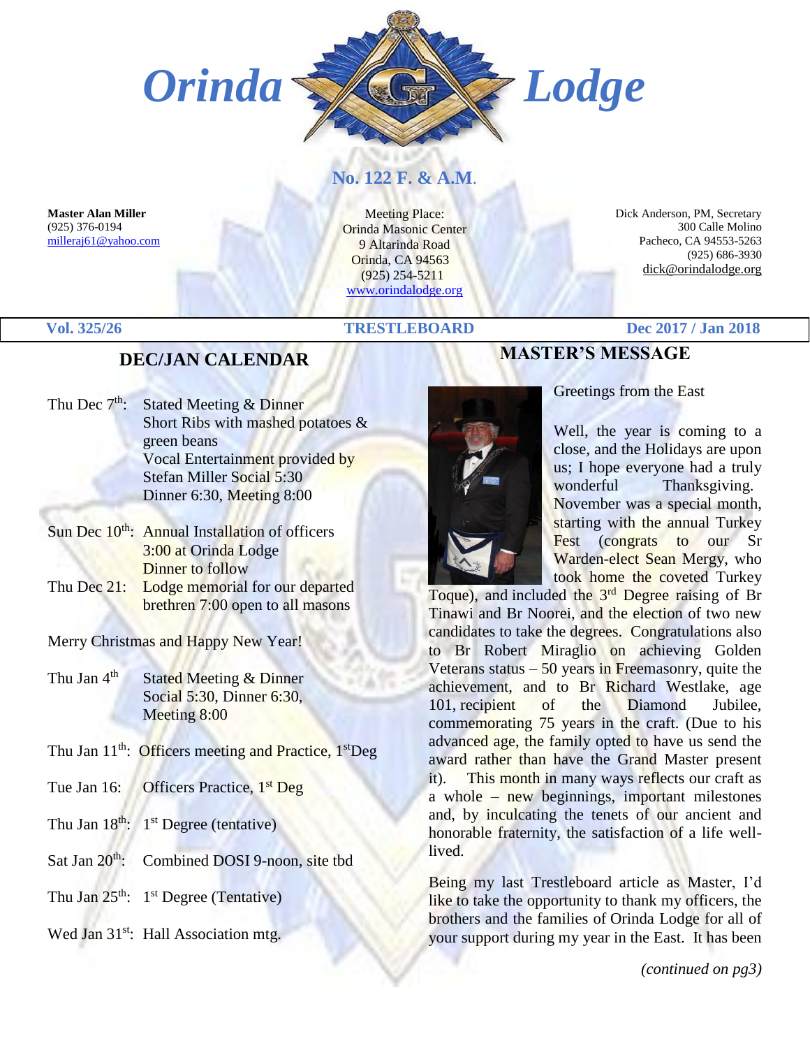# Orinda Lodge

**No. 122 F. & A.M.**

**Master Alan Miller**
(925) 376-0194
milleraj61@yahoo.com

Meeting Place:
Orinda Masonic Center
9 Altarinda Road
Orinda, CA 94563
(925) 254-5211
www.orindalodge.org

Dick Anderson, PM, Secretary
300 Calle Molino
Pacheco, CA 94553-5263
(925) 686-3930
dick@orindalodge.org

**Vol. 325/26** | **TRESTLEBOARD** | **Dec 2017 / Jan 2018**

## DEC/JAN CALENDAR

Thu Dec 7th: Stated Meeting & Dinner
Short Ribs with mashed potatoes & green beans
Vocal Entertainment provided by Stefan Miller Social 5:30
Dinner 6:30, Meeting 8:00

Sun Dec 10th: Annual Installation of officers
3:00 at Orinda Lodge
Dinner to follow

Thu Dec 21: Lodge memorial for our departed brethren 7:00 open to all masons

Merry Christmas and Happy New Year!

Thu Jan 4th Stated Meeting & Dinner
Social 5:30, Dinner 6:30,
Meeting 8:00

Thu Jan 11th: Officers meeting and Practice, 1st Deg

Tue Jan 16: Officers Practice, 1st Deg

Thu Jan 18th: 1st Degree (tentative)

Sat Jan 20th: Combined DOSI 9-noon, site tbd

Thu Jan 25th: 1st Degree (Tentative)

Wed Jan 31st: Hall Association mtg.

## MASTER'S MESSAGE

Greetings from the East

Well, the year is coming to a close, and the Holidays are upon us; I hope everyone had a truly wonderful Thanksgiving. November was a special month, starting with the annual Turkey Fest (congrats to our Sr Warden-elect Sean Mergy, who took home the coveted Turkey Toque), and included the 3rd Degree raising of Br Tinawi and Br Noorei, and the election of two new candidates to take the degrees. Congratulations also to Br Robert Miraglio on achieving Golden Veterans status – 50 years in Freemasonry, quite the achievement, and to Br Richard Westlake, age 101, recipient of the Diamond Jubilee, commemorating 75 years in the craft. (Due to his advanced age, the family opted to have us send the award rather than have the Grand Master present it). This month in many ways reflects our craft as a whole – new beginnings, important milestones and, by inculcating the tenets of our ancient and honorable fraternity, the satisfaction of a life well-lived.

Being my last Trestleboard article as Master, I'd like to take the opportunity to thank my officers, the brothers and the families of Orinda Lodge for all of your support during my year in the East. It has been

*(continued on pg3)*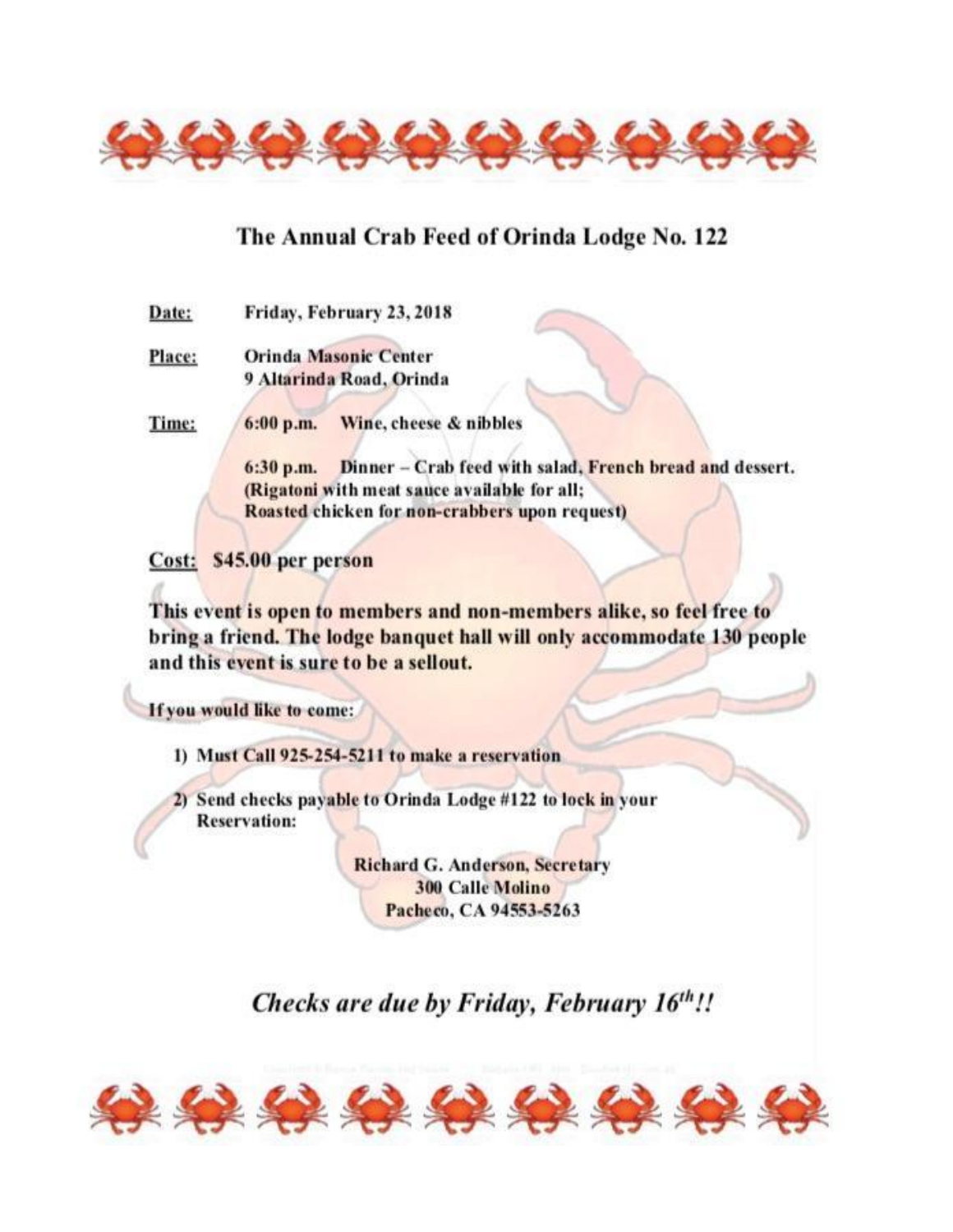## The Annual Crab Feed of Orinda Lodge No. 122

**Date:** Friday, February 23, 2018

**Place:** Orinda Masonic Center
9 Altarinda Road, Orinda

**Time:** 6:00 p.m. Wine, cheese & nibbles

6:30 p.m. Dinner – Crab feed with salad, French bread and dessert.
(Rigatoni with meat sauce available for all;
Roasted chicken for non-crabbers upon request)

**Cost:** $45.00 per person

**This event is open to members and non-members alike, so feel free to bring a friend. The lodge banquet hall will only accommodate 130 people and this event is sure to be a sellout.**

**If you would like to come:**

1) Must Call 925-254-5211 to make a reservation
2) Send checks payable to Orinda Lodge #122 to lock in your Reservation:

Richard G. Anderson, Secretary
300 Calle Molino
Pacheco, CA 94553-5263

***Checks are due by Friday, February 16th!!***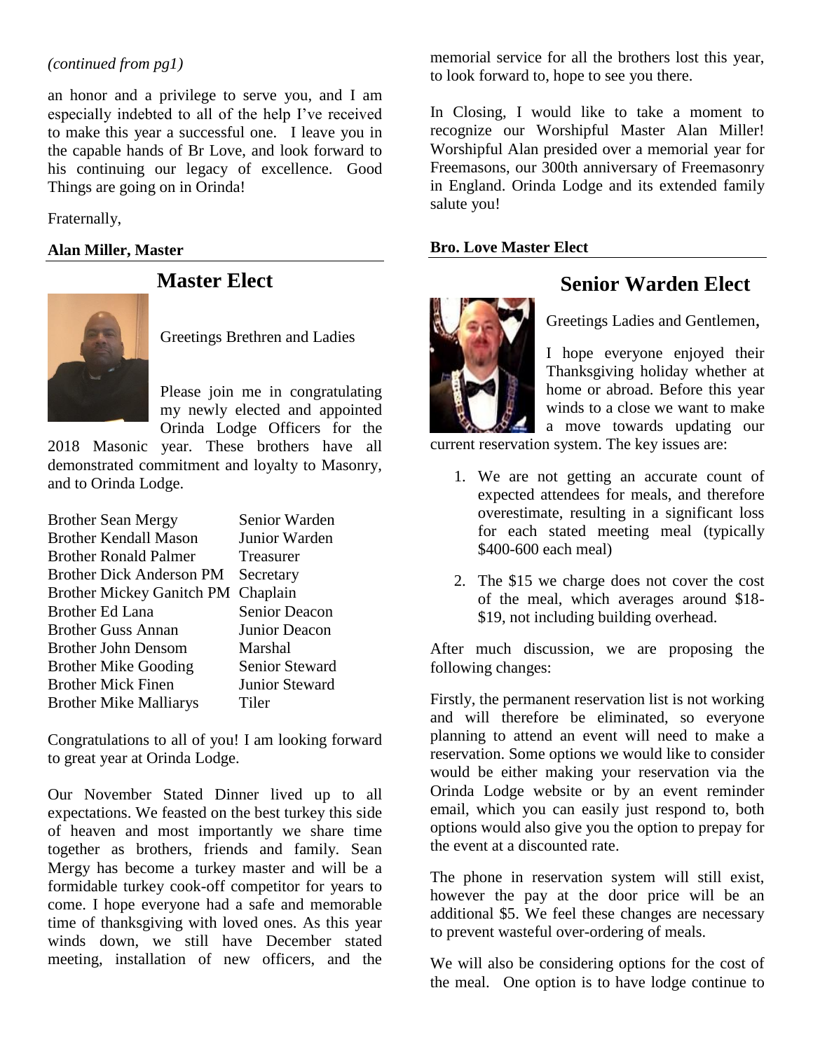*(continued from pg1)*

an honor and a privilege to serve you, and I am especially indebted to all of the help I've received to make this year a successful one. I leave you in the capable hands of Br Love, and look forward to his continuing our legacy of excellence. Good Things are going on in Orinda!

Fraternally,

**Alan Miller, Master**

## Master Elect

Greetings Brethren and Ladies

Please join me in congratulating my newly elected and appointed Orinda Lodge Officers for the 2018 Masonic year. These brothers have all demonstrated commitment and loyalty to Masonry, and to Orinda Lodge.

| | |
|---|---|
| Brother Sean Mergy | Senior Warden |
| Brother Kendall Mason | Junior Warden |
| Brother Ronald Palmer | Treasurer |
| Brother Dick Anderson PM | Secretary |
| Brother Mickey Ganitch PM | Chaplain |
| Brother Ed Lana | Senior Deacon |
| Brother Guss Annan | Junior Deacon |
| Brother John Densom | Marshal |
| Brother Mike Gooding | Senior Steward |
| Brother Mick Finen | Junior Steward |
| Brother Mike Malliarys | Tiler |

Congratulations to all of you! I am looking forward to great year at Orinda Lodge.

Our November Stated Dinner lived up to all expectations. We feasted on the best turkey this side of heaven and most importantly we share time together as brothers, friends and family. Sean Mergy has become a turkey master and will be a formidable turkey cook-off competitor for years to come. I hope everyone had a safe and memorable time of thanksgiving with loved ones. As this year winds down, we still have December stated meeting, installation of new officers, and the memorial service for all the brothers lost this year, to look forward to, hope to see you there.

In Closing, I would like to take a moment to recognize our Worshipful Master Alan Miller! Worshipful Alan presided over a memorial year for Freemasons, our 300th anniversary of Freemasonry in England. Orinda Lodge and its extended family salute you!

**Bro. Love Master Elect**

## Senior Warden Elect

Greetings Ladies and Gentlemen,

I hope everyone enjoyed their Thanksgiving holiday whether at home or abroad. Before this year winds to a close we want to make a move towards updating our current reservation system. The key issues are:

1. We are not getting an accurate count of expected attendees for meals, and therefore overestimate, resulting in a significant loss for each stated meeting meal (typically $400-600 each meal)

2. The $15 we charge does not cover the cost of the meal, which averages around $18-$19, not including building overhead.

After much discussion, we are proposing the following changes:

Firstly, the permanent reservation list is not working and will therefore be eliminated, so everyone planning to attend an event will need to make a reservation. Some options we would like to consider would be either making your reservation via the Orinda Lodge website or by an event reminder email, which you can easily just respond to, both options would also give you the option to prepay for the event at a discounted rate.

The phone in reservation system will still exist, however the pay at the door price will be an additional $5. We feel these changes are necessary to prevent wasteful over-ordering of meals.

We will also be considering options for the cost of the meal. One option is to have lodge continue to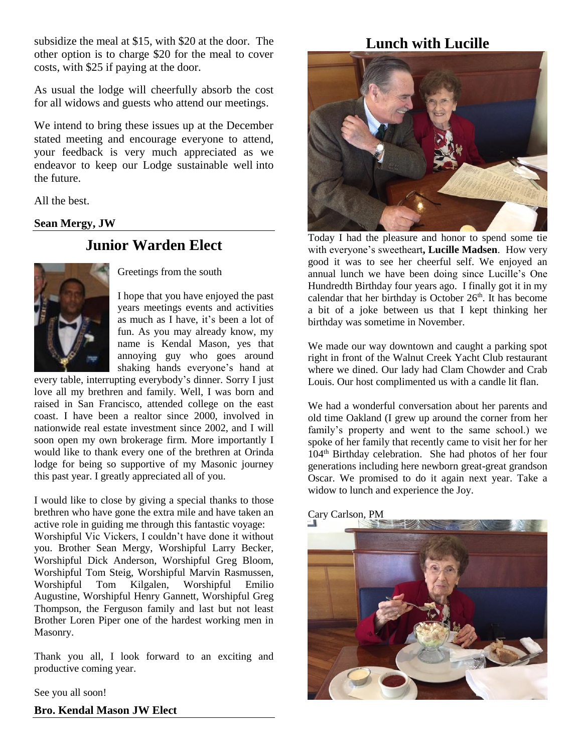subsidize the meal at $15, with $20 at the door. The other option is to charge $20 for the meal to cover costs, with $25 if paying at the door.

As usual the lodge will cheerfully absorb the cost for all widows and guests who attend our meetings.

We intend to bring these issues up at the December stated meeting and encourage everyone to attend, your feedback is very much appreciated as we endeavor to keep our Lodge sustainable well into the future.

All the best.

**Sean Mergy, JW**

## Junior Warden Elect

Greetings from the south

I hope that you have enjoyed the past years meetings events and activities as much as I have, it's been a lot of fun. As you may already know, my name is Kendal Mason, yes that annoying guy who goes around shaking hands everyone's hand at every table, interrupting everybody's dinner. Sorry I just love all my brethren and family. Well, I was born and raised in San Francisco, attended college on the east coast. I have been a realtor since 2000, involved in nationwide real estate investment since 2002, and I will soon open my own brokerage firm. More importantly I would like to thank every one of the brethren at Orinda lodge for being so supportive of my Masonic journey this past year. I greatly appreciated all of you.

I would like to close by giving a special thanks to those brethren who have gone the extra mile and have taken an active role in guiding me through this fantastic voyage: Worshipful Vic Vickers, I couldn't have done it without you. Brother Sean Mergy, Worshipful Larry Becker, Worshipful Dick Anderson, Worshipful Greg Bloom, Worshipful Tom Steig, Worshipful Marvin Rasmussen, Worshipful Tom Kilgalen, Worshipful Emilio Augustine, Worshipful Henry Gannett, Worshipful Greg Thompson, the Ferguson family and last but not least Brother Loren Piper one of the hardest working men in Masonry.

Thank you all, I look forward to an exciting and productive coming year.

See you all soon!

**Bro. Kendal Mason JW Elect**

## Lunch with Lucille

Today I had the pleasure and honor to spend some tie with everyone's sweetheart**, Lucille Madsen**. How very good it was to see her cheerful self. We enjoyed an annual lunch we have been doing since Lucille's One Hundredth Birthday four years ago. I finally got it in my calendar that her birthday is October 26th. It has become a bit of a joke between us that I kept thinking her birthday was sometime in November.

We made our way downtown and caught a parking spot right in front of the Walnut Creek Yacht Club restaurant where we dined. Our lady had Clam Chowder and Crab Louis. Our host complimented us with a candle lit flan.

We had a wonderful conversation about her parents and old time Oakland (I grew up around the corner from her family's property and went to the same school.) we spoke of her family that recently came to visit her for her 104th Birthday celebration. She had photos of her four generations including here newborn great-great grandson Oscar. We promised to do it again next year. Take a widow to lunch and experience the Joy.

Cary Carlson, PM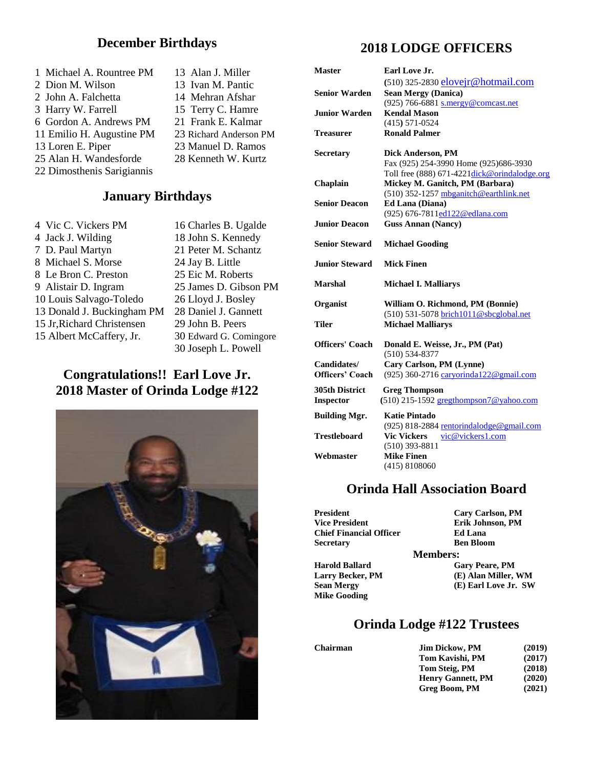## December Birthdays

1 Michael A. Rountree PM
2 Dion M. Wilson
2 John A. Falchetta
3 Harry W. Farrell
6 Gordon A. Andrews PM
11 Emilio H. Augustine PM
13 Loren E. Piper
25 Alan H. Wandesforde
22 Dimosthenis Sarigiannis
13 Alan J. Miller
13 Ivan M. Pantic
14 Mehran Afshar
15 Terry C. Hamre
21 Frank E. Kalmar
23 Richard Anderson PM
23 Manuel D. Ramos
28 Kenneth W. Kurtz

## January Birthdays

4 Vic C. Vickers PM
4 Jack J. Wilding
7 D. Paul Martyn
8 Michael S. Morse
8 Le Bron C. Preston
9 Alistair D. Ingram
10 Louis Salvago-Toledo
13 Donald J. Buckingham PM
15 Jr,Richard Christensen
15 Albert McCaffery, Jr.
16 Charles B. Ugalde
18 John S. Kennedy
21 Peter M. Schantz
24 Jay B. Little
25 Eic M. Roberts
25 James D. Gibson PM
26 Lloyd J. Bosley
28 Daniel J. Gannett
29 John B. Peers
30 Edward G. Comingore
30 Joseph L. Powell

## Congratulations!! Earl Love Jr. 2018 Master of Orinda Lodge #122

## 2018 LODGE OFFICERS

| | |
|---|---|
| **Master** | **Earl Love Jr.** (510) 325-2830 elovejr@hotmail.com |
| **Senior Warden** | **Sean Mergy (Danica)** (925) 766-6881 s.mergy@comcast.net |
| **Junior Warden** | **Kendal Mason** (415) 571-0524 |
| **Treasurer** | **Ronald Palmer** |
| **Secretary** | **Dick Anderson, PM** Fax (925) 254-3990 Home (925)686-3930 Toll free (888) 671-4221dick@orindalodge.org |
| **Chaplain** | **Mickey M. Ganitch, PM (Barbara)** (510) 352-1257 mbganitch@earthlink.net |
| **Senior Deacon** | **Ed Lana (Diana)** (925) 676-7811ed122@edlana.com |
| **Junior Deacon** | **Guss Annan (Nancy)** |
| **Senior Steward** | **Michael Gooding** |
| **Junior Steward** | **Mick Finen** |
| **Marshal** | **Michael I. Malliarys** |
| **Organist** | **William O. Richmond, PM (Bonnie)** (510) 531-5078 brich1011@sbcglobal.net |
| **Tiler** | **Michael Malliarys** |
| **Officers' Coach** | **Donald E. Weisse, Jr., PM (Pat)** (510) 534-8377 |
| **Candidates/ Officers' Coach** | **Cary Carlson, PM (Lynne)** (925) 360-2716 caryorinda122@gmail.com |
| **305th District Inspector** | **Greg Thompson** (510) 215-1592 gregthompson7@yahoo.com |
| **Building Mgr.** | **Katie Pintado** (925) 818-2884 rentorindalodge@gmail.com |
| **Trestleboard** | **Vic Vickers** vic@vickers1.com (510) 393-8811 |
| **Webmaster** | **Mike Finen** (415) 8108060 |

## Orinda Hall Association Board

| | |
|---|---|
| **President** | **Cary Carlson, PM** |
| **Vice President** | **Erik Johnson, PM** |
| **Chief Financial Officer** | **Ed Lana** |
| **Secretary** | **Ben Bloom** |

**Members:**

| | |
|---|---|
| **Harold Ballard** | **Gary Peare, PM** |
| **Larry Becker, PM** | **(E) Alan Miller, WM** |
| **Sean Mergy** | **(E) Earl Love Jr. SW** |
| **Mike Gooding** | |

## Orinda Lodge #122 Trustees

| | | |
|---|---|---|
| **Chairman** | **Jim Dickow, PM** | **(2019)** |
| | **Tom Kavishi, PM** | **(2017)** |
| | **Tom Steig, PM** | **(2018)** |
| | **Henry Gannett, PM** | **(2020)** |
| | **Greg Boom, PM** | **(2021)** |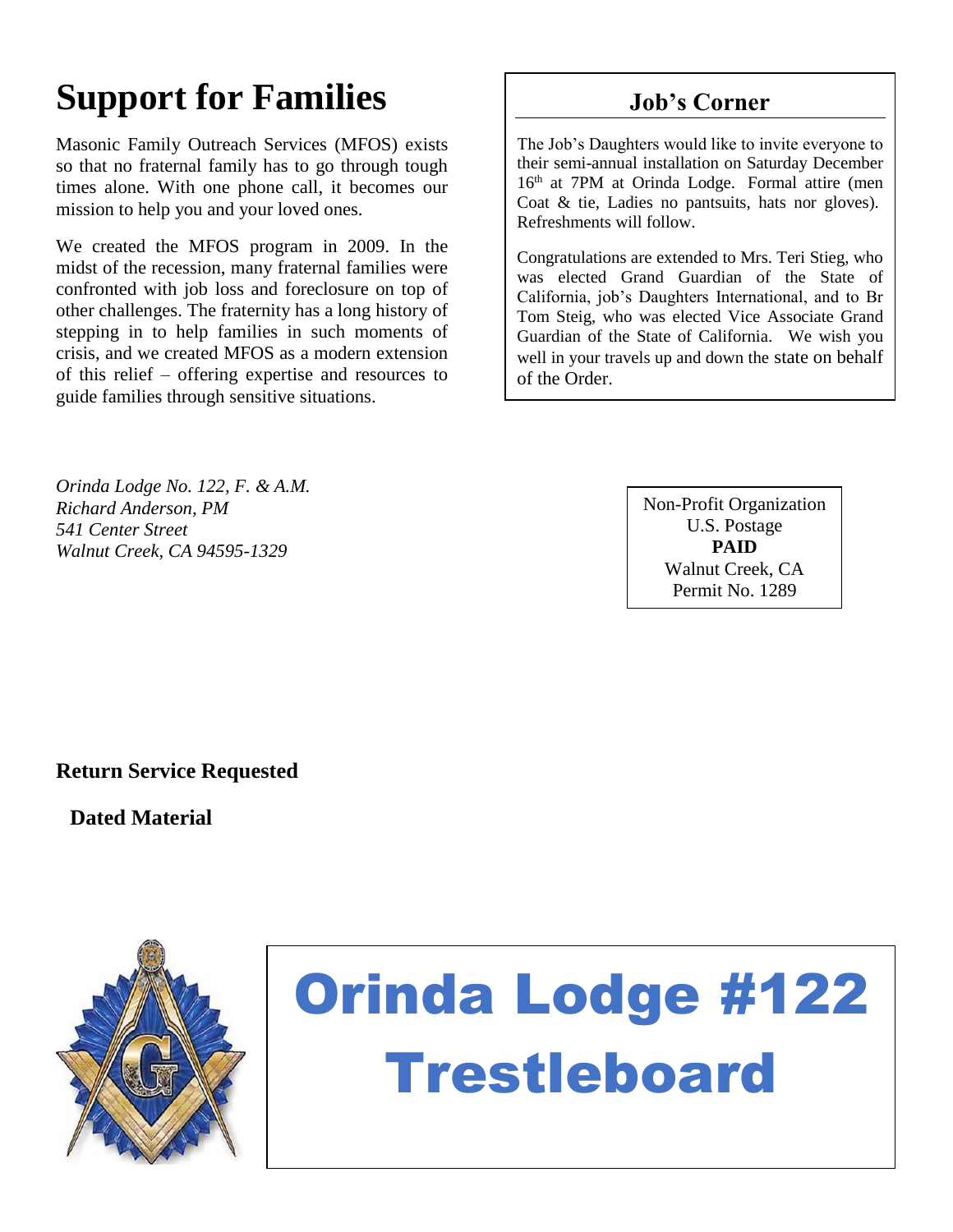# Support for Families

Masonic Family Outreach Services (MFOS) exists so that no fraternal family has to go through tough times alone. With one phone call, it becomes our mission to help you and your loved ones.

We created the MFOS program in 2009. In the midst of the recession, many fraternal families were confronted with job loss and foreclosure on top of other challenges. The fraternity has a long history of stepping in to help families in such moments of crisis, and we created MFOS as a modern extension of this relief – offering expertise and resources to guide families through sensitive situations.

## Job's Corner

The Job's Daughters would like to invite everyone to their semi-annual installation on Saturday December 16th at 7PM at Orinda Lodge. Formal attire (men Coat & tie, Ladies no pantsuits, hats nor gloves). Refreshments will follow.

Congratulations are extended to Mrs. Teri Stieg, who was elected Grand Guardian of the State of California, job's Daughters International, and to Br Tom Steig, who was elected Vice Associate Grand Guardian of the State of California. We wish you well in your travels up and down the state on behalf of the Order.

*Orinda Lodge No. 122, F. & A.M.*
*Richard Anderson, PM*
*541 Center Street*
*Walnut Creek, CA 94595-1329*

Non-Profit Organization
U.S. Postage
**PAID**
Walnut Creek, CA
Permit No. 1289

**Return Service Requested**

**Dated Material**

# Orinda Lodge #122 Trestleboard